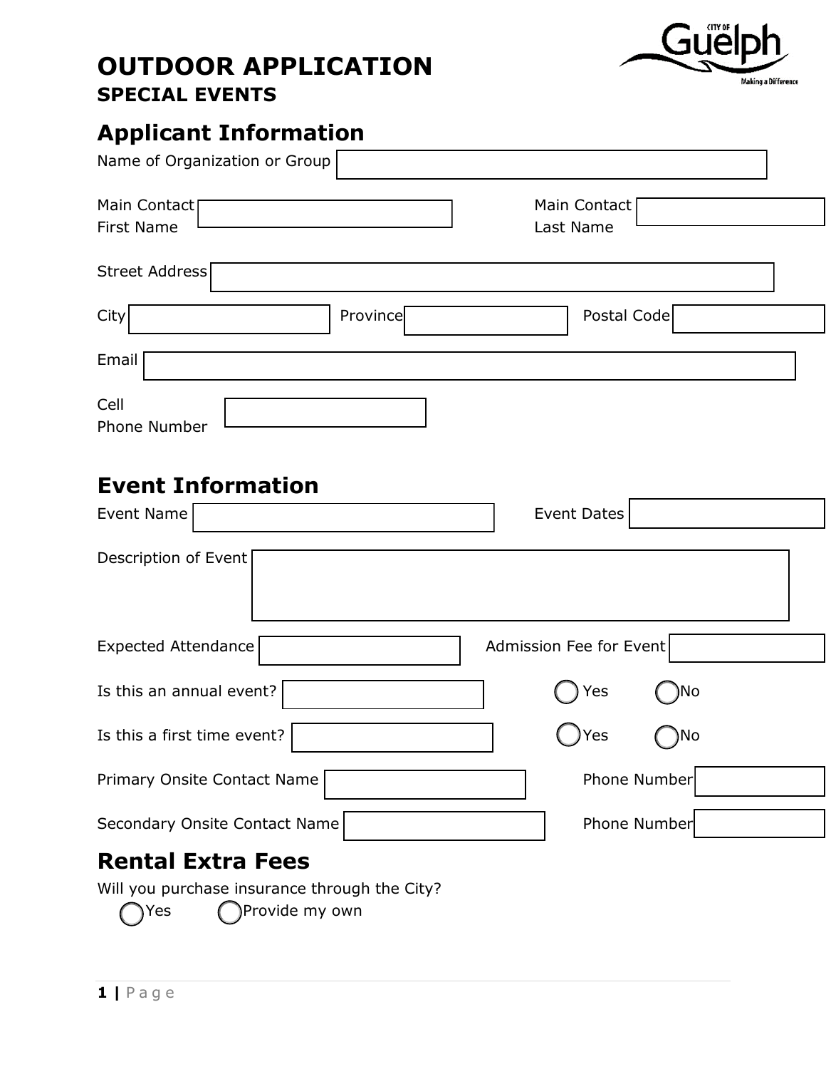# OUTDOOR APPLICATION
## SPECIAL EVENTS

## Applicant Information

Name of Organization or Group

Main Contact First Name

Main Contact Last Name

Street Address

City

Province

Postal Code

Email

Cell Phone Number

## Event Information

Event Name

Event Dates

Description of Event

Expected Attendance

Admission Fee for Event

Is this an annual event? ◯ Yes ◯ No

Is this a first time event? ◯ Yes ◯ No

Primary Onsite Contact Name

Phone Number

Secondary Onsite Contact Name

Phone Number

## Rental Extra Fees

Will you purchase insurance through the City?

◯ Yes ◯ Provide my own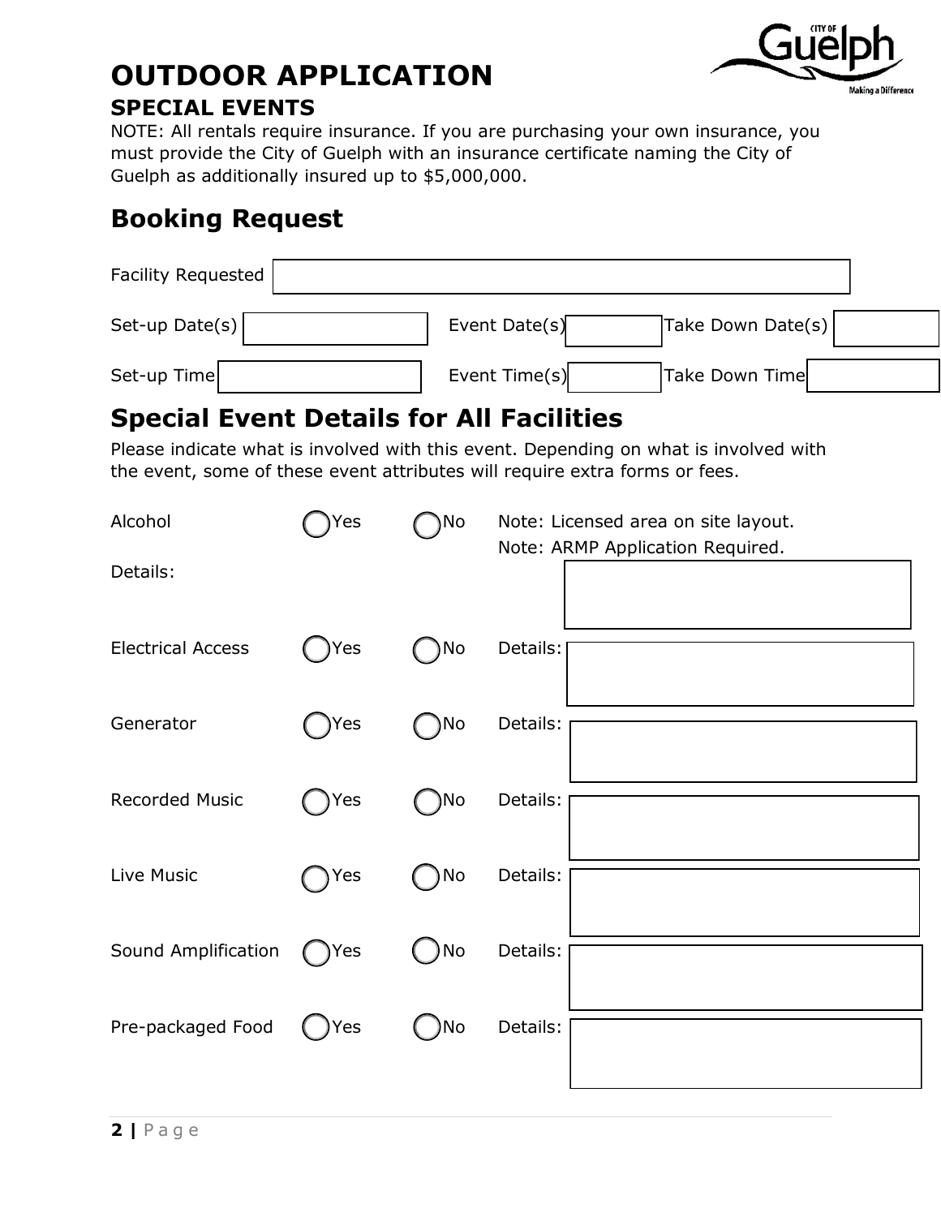# OUTDOOR APPLICATION

## SPECIAL EVENTS

NOTE: All rentals require insurance. If you are purchasing your own insurance, you must provide the City of Guelph with an insurance certificate naming the City of Guelph as additionally insured up to $5,000,000.

## Booking Request

Facility Requested

Set-up Date(s) | Event Date(s) | Take Down Date(s)

Set-up Time | Event Time(s) | Take Down Time

## Special Event Details for All Facilities

Please indicate what is involved with this event. Depending on what is involved with the event, some of these event attributes will require extra forms or fees.

Alcohol ◯ Yes ◯ No Note: Licensed area on site layout.
Note: ARMP Application Required.

Details:

Electrical Access ◯ Yes ◯ No Details:

Generator ◯ Yes ◯ No Details:

Recorded Music ◯ Yes ◯ No Details:

Live Music ◯ Yes ◯ No Details:

Sound Amplification ◯ Yes ◯ No Details:

Pre-packaged Food ◯ Yes ◯ No Details: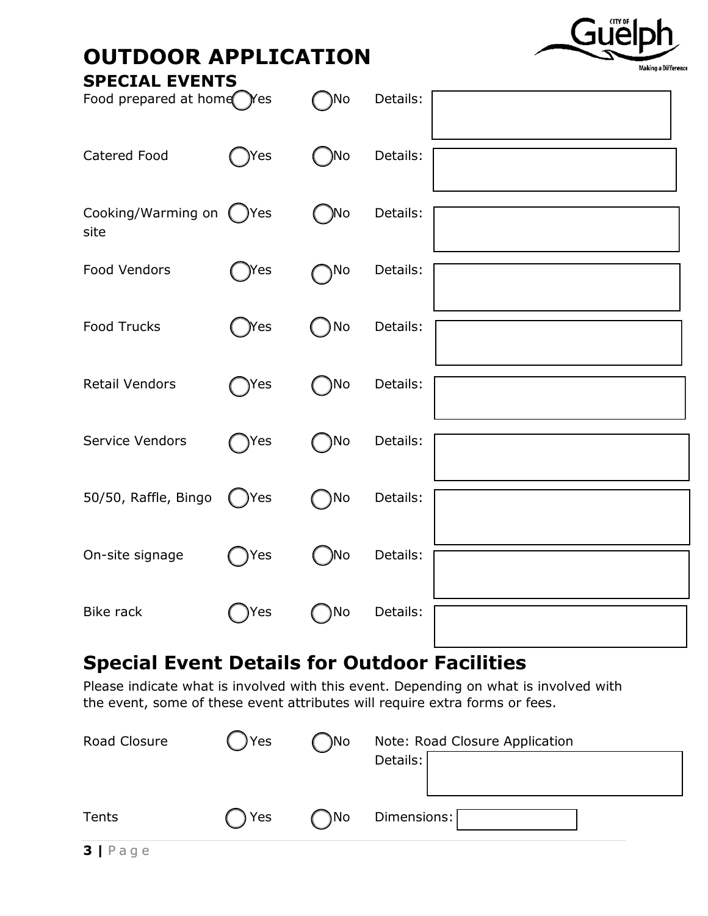# OUTDOOR APPLICATION

## SPECIAL EVENTS

| Item | Yes | No | Details |
|---|---|---|---|
| Food prepared at home | ◯ Yes | ◯ No | Details: |
| Catered Food | ◯ Yes | ◯ No | Details: |
| Cooking/Warming on site | ◯ Yes | ◯ No | Details: |
| Food Vendors | ◯ Yes | ◯ No | Details: |
| Food Trucks | ◯ Yes | ◯ No | Details: |
| Retail Vendors | ◯ Yes | ◯ No | Details: |
| Service Vendors | ◯ Yes | ◯ No | Details: |
| 50/50, Raffle, Bingo | ◯ Yes | ◯ No | Details: |
| On-site signage | ◯ Yes | ◯ No | Details: |
| Bike rack | ◯ Yes | ◯ No | Details: |

## Special Event Details for Outdoor Facilities

Please indicate what is involved with this event. Depending on what is involved with the event, some of these event attributes will require extra forms or fees.

| Item | Yes | No | Details |
|---|---|---|---|
| Road Closure | ◯ Yes | ◯ No | Note: Road Closure Application<br>Details: |
| Tents | ◯ Yes | ◯ No | Dimensions: |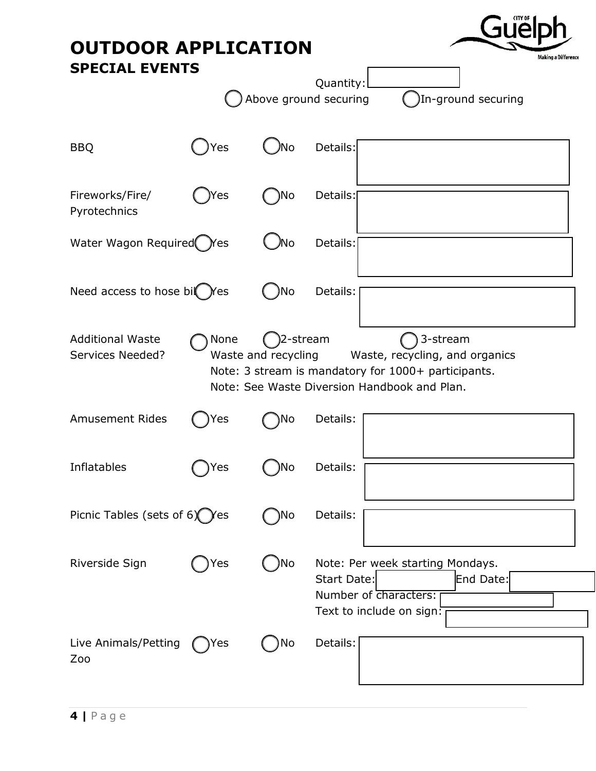# OUTDOOR APPLICATION

## SPECIAL EVENTS

Quantity:

( ) Above ground securing ( ) In-ground securing

BBQ ( ) Yes ( ) No Details:

Fireworks/Fire/ Pyrotechnics ( ) Yes ( ) No Details:

Water Wagon Required ( ) Yes ( ) No Details:

Need access to hose bib ( ) Yes ( ) No Details:

Additional Waste Services Needed? ( ) None ( ) 2-stream Waste and recycling ( ) 3-stream Waste, recycling, and organics

Note: 3 stream is mandatory for 1000+ participants.
Note: See Waste Diversion Handbook and Plan.

Amusement Rides ( ) Yes ( ) No Details:

Inflatables ( ) Yes ( ) No Details:

Picnic Tables (sets of 6) ( ) Yes ( ) No Details:

Riverside Sign ( ) Yes ( ) No Note: Per week starting Mondays.
Start Date: End Date:
Number of characters:
Text to include on sign:

Live Animals/Petting Zoo ( ) Yes ( ) No Details: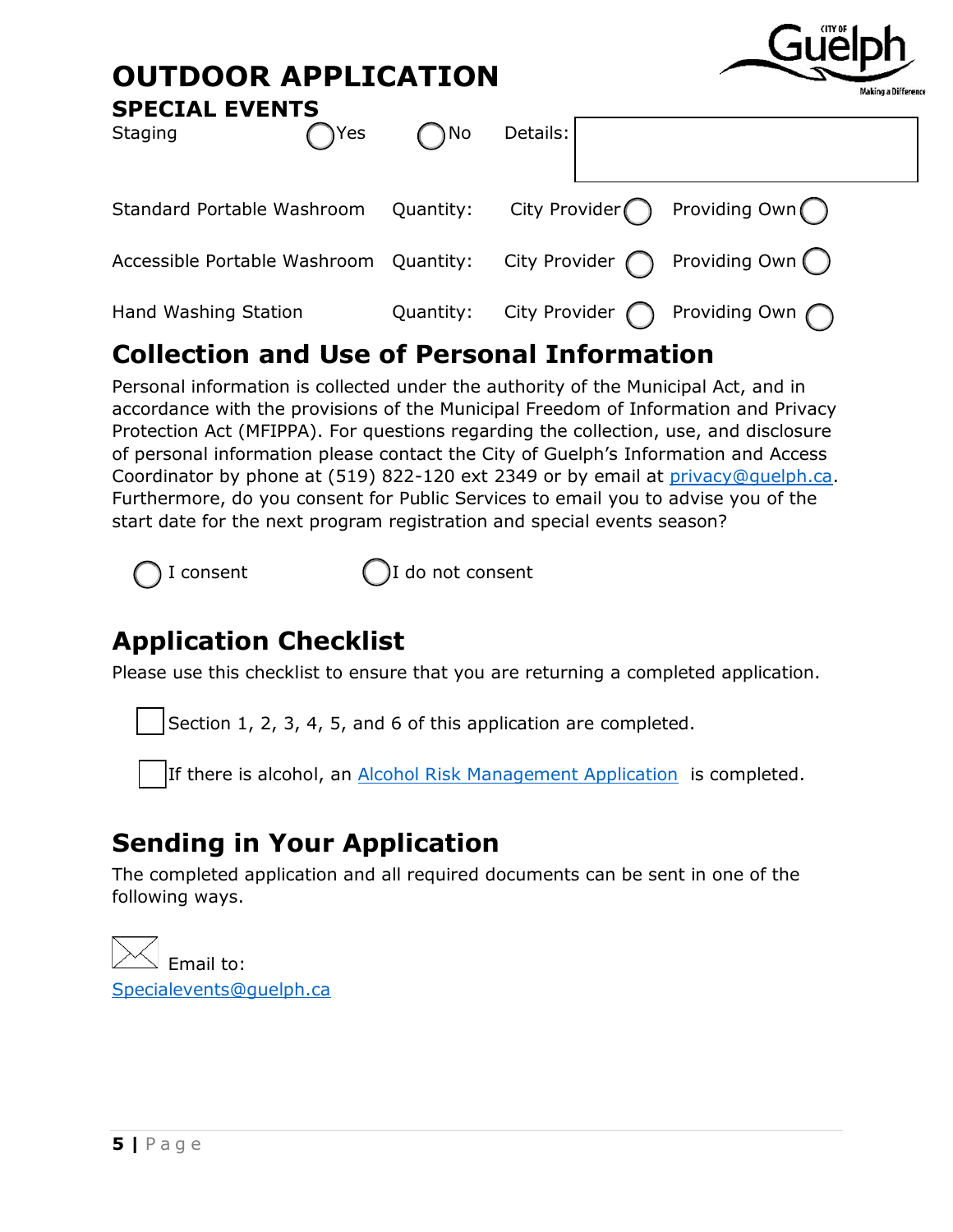# OUTDOOR APPLICATION

## SPECIAL EVENTS

Staging ◯ Yes ◯ No Details:

| | | | |
|---|---|---|---|
| Standard Portable Washroom | Quantity: | City Provider ◯ | Providing Own ◯ |
| Accessible Portable Washroom | Quantity: | City Provider ◯ | Providing Own ◯ |
| Hand Washing Station | Quantity: | City Provider ◯ | Providing Own ◯ |

## Collection and Use of Personal Information

Personal information is collected under the authority of the Municipal Act, and in accordance with the provisions of the Municipal Freedom of Information and Privacy Protection Act (MFIPPA). For questions regarding the collection, use, and disclosure of personal information please contact the City of Guelph's Information and Access Coordinator by phone at (519) 822-120 ext 2349 or by email at privacy@guelph.ca. Furthermore, do you consent for Public Services to email you to advise you of the start date for the next program registration and special events season?

◯ I consent ◯ I do not consent

## Application Checklist

Please use this checklist to ensure that you are returning a completed application.

- ☐ Section 1, 2, 3, 4, 5, and 6 of this application are completed.
- ☐ If there is alcohol, an Alcohol Risk Management Application is completed.

## Sending in Your Application

The completed application and all required documents can be sent in one of the following ways.

Email to:
Specialevents@guelph.ca